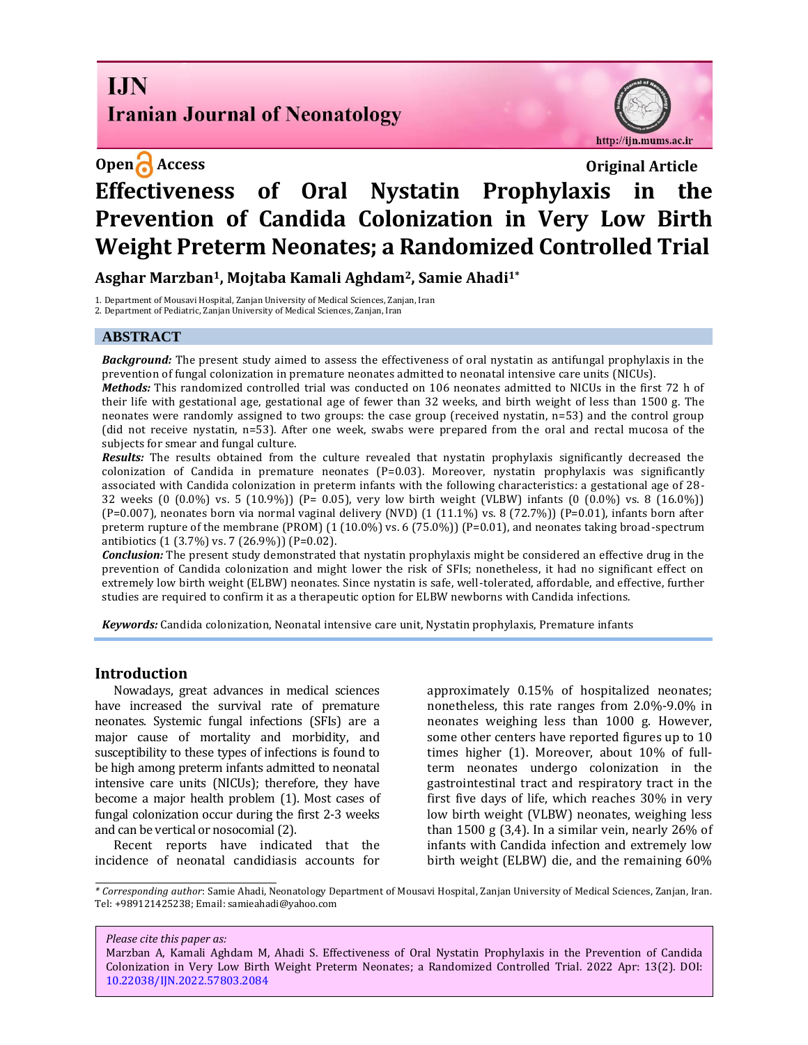**Open Access** **Original Article**

# Effectiveness of Oral Nystatin Prophylaxis in the Prevention of Candida Colonization in Very Low Birth Weight Preterm Neonates; a Randomized Controlled Trial

**Asghar Marzban[1], Mojtaba Kamali Aghdam[2], Samie Ahadi[1*]**

1. Department of Mousavi Hospital, Zanjan University of Medical Sciences, Zanjan, Iran
2. Department of Pediatric, Zanjan University of Medical Sciences, Zanjan, Iran

## ABSTRACT

***Background:*** The present study aimed to assess the effectiveness of oral nystatin as antifungal prophylaxis in the prevention of fungal colonization in premature neonates admitted to neonatal intensive care units (NICUs).

***Methods:*** This randomized controlled trial was conducted on 106 neonates admitted to NICUs in the first 72 h of their life with gestational age, gestational age of fewer than 32 weeks, and birth weight of less than 1500 g. The neonates were randomly assigned to two groups: the case group (received nystatin, n=53) and the control group (did not receive nystatin, n=53). After one week, swabs were prepared from the oral and rectal mucosa of the subjects for smear and fungal culture.

***Results:*** The results obtained from the culture revealed that nystatin prophylaxis significantly decreased the colonization of Candida in premature neonates (P=0.03). Moreover, nystatin prophylaxis was significantly associated with Candida colonization in preterm infants with the following characteristics: a gestational age of 28-32 weeks (0 (0.0%) vs. 5 (10.9%)) (P= 0.05), very low birth weight (VLBW) infants (0 (0.0%) vs. 8 (16.0%)) (P=0.007), neonates born via normal vaginal delivery (NVD) (1 (11.1%) vs. 8 (72.7%)) (P=0.01), infants born after preterm rupture of the membrane (PROM) (1 (10.0%) vs. 6 (75.0%)) (P=0.01), and neonates taking broad-spectrum antibiotics (1 (3.7%) vs. 7 (26.9%)) (P=0.02).

***Conclusion:*** The present study demonstrated that nystatin prophylaxis might be considered an effective drug in the prevention of Candida colonization and might lower the risk of SFIs; nonetheless, it had no significant effect on extremely low birth weight (ELBW) neonates. Since nystatin is safe, well-tolerated, affordable, and effective, further studies are required to confirm it as a therapeutic option for ELBW newborns with Candida infections.

***Keywords:*** Candida colonization, Neonatal intensive care unit, Nystatin prophylaxis, Premature infants

## Introduction

Nowadays, great advances in medical sciences have increased the survival rate of premature neonates. Systemic fungal infections (SFIs) are a major cause of mortality and morbidity, and susceptibility to these types of infections is found to be high among preterm infants admitted to neonatal intensive care units (NICUs); therefore, they have become a major health problem (1). Most cases of fungal colonization occur during the first 2-3 weeks and can be vertical or nosocomial (2).

Recent reports have indicated that the incidence of neonatal candidiasis accounts for approximately 0.15% of hospitalized neonates; nonetheless, this rate ranges from 2.0%-9.0% in neonates weighing less than 1000 g. However, some other centers have reported figures up to 10 times higher (1). Moreover, about 10% of full-term neonates undergo colonization in the gastrointestinal tract and respiratory tract in the first five days of life, which reaches 30% in very low birth weight (VLBW) neonates, weighing less than 1500 g (3,4). In a similar vein, nearly 26% of infants with Candida infection and extremely low birth weight (ELBW) die, and the remaining 60%

---

*\* Corresponding author*: Samie Ahadi, Neonatology Department of Mousavi Hospital, Zanjan University of Medical Sciences, Zanjan, Iran. Tel: +989121425238; Email: samieahadi@yahoo.com

*Please cite this paper as:*
Marzban A, Kamali Aghdam M, Ahadi S. Effectiveness of Oral Nystatin Prophylaxis in the Prevention of Candida Colonization in Very Low Birth Weight Preterm Neonates; a Randomized Controlled Trial. 2022 Apr: 13(2). DOI: 10.22038/IJN.2022.57803.2084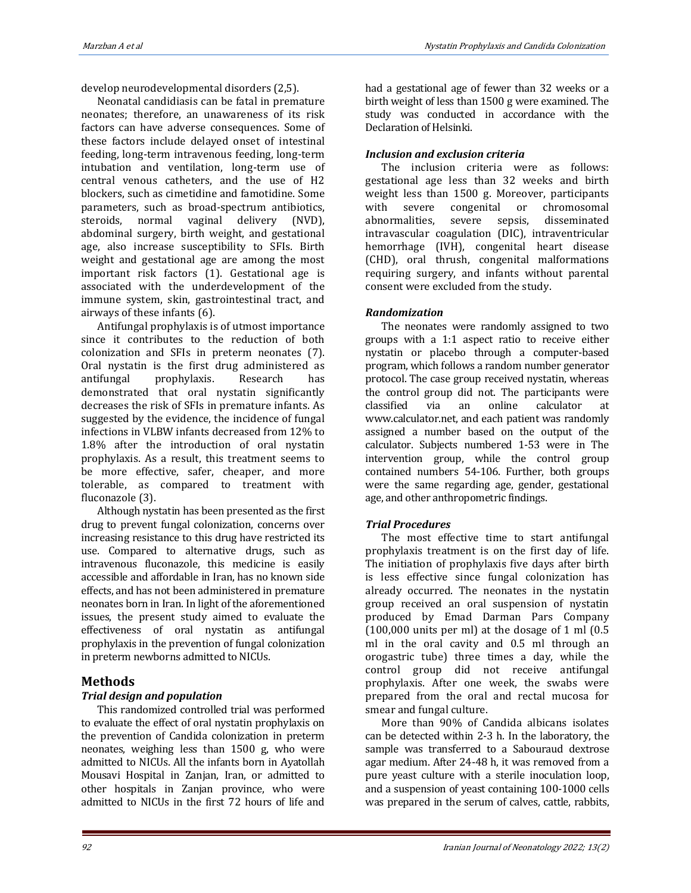develop neurodevelopmental disorders (2,5).

Neonatal candidiasis can be fatal in premature neonates; therefore, an unawareness of its risk factors can have adverse consequences. Some of these factors include delayed onset of intestinal feeding, long-term intravenous feeding, long-term intubation and ventilation, long-term use of central venous catheters, and the use of H2 blockers, such as cimetidine and famotidine. Some parameters, such as broad-spectrum antibiotics, steroids, normal vaginal delivery (NVD), abdominal surgery, birth weight, and gestational age, also increase susceptibility to SFIs. Birth weight and gestational age are among the most important risk factors (1). Gestational age is associated with the underdevelopment of the immune system, skin, gastrointestinal tract, and airways of these infants (6).

Antifungal prophylaxis is of utmost importance since it contributes to the reduction of both colonization and SFIs in preterm neonates (7). Oral nystatin is the first drug administered as antifungal prophylaxis. Research has demonstrated that oral nystatin significantly decreases the risk of SFIs in premature infants. As suggested by the evidence, the incidence of fungal infections in VLBW infants decreased from 12% to 1.8% after the introduction of oral nystatin prophylaxis. As a result, this treatment seems to be more effective, safer, cheaper, and more tolerable, as compared to treatment with fluconazole (3).

Although nystatin has been presented as the first drug to prevent fungal colonization, concerns over increasing resistance to this drug have restricted its use. Compared to alternative drugs, such as intravenous fluconazole, this medicine is easily accessible and affordable in Iran, has no known side effects, and has not been administered in premature neonates born in Iran. In light of the aforementioned issues, the present study aimed to evaluate the effectiveness of oral nystatin as antifungal prophylaxis in the prevention of fungal colonization in preterm newborns admitted to NICUs.

## Methods

### *Trial design and population*

This randomized controlled trial was performed to evaluate the effect of oral nystatin prophylaxis on the prevention of Candida colonization in preterm neonates, weighing less than 1500 g, who were admitted to NICUs. All the infants born in Ayatollah Mousavi Hospital in Zanjan, Iran, or admitted to other hospitals in Zanjan province, who were admitted to NICUs in the first 72 hours of life and had a gestational age of fewer than 32 weeks or a birth weight of less than 1500 g were examined. The study was conducted in accordance with the Declaration of Helsinki.

### *Inclusion and exclusion criteria*

The inclusion criteria were as follows: gestational age less than 32 weeks and birth weight less than 1500 g. Moreover, participants with severe congenital or chromosomal abnormalities, severe sepsis, disseminated intravascular coagulation (DIC), intraventricular hemorrhage (IVH), congenital heart disease (CHD), oral thrush, congenital malformations requiring surgery, and infants without parental consent were excluded from the study.

### *Randomization*

The neonates were randomly assigned to two groups with a 1:1 aspect ratio to receive either nystatin or placebo through a computer-based program, which follows a random number generator protocol. The case group received nystatin, whereas the control group did not. The participants were classified via an online calculator at www.calculator.net, and each patient was randomly assigned a number based on the output of the calculator. Subjects numbered 1-53 were in The intervention group, while the control group contained numbers 54-106. Further, both groups were the same regarding age, gender, gestational age, and other anthropometric findings.

### *Trial Procedures*

The most effective time to start antifungal prophylaxis treatment is on the first day of life. The initiation of prophylaxis five days after birth is less effective since fungal colonization has already occurred. The neonates in the nystatin group received an oral suspension of nystatin produced by Emad Darman Pars Company (100,000 units per ml) at the dosage of 1 ml (0.5 ml in the oral cavity and 0.5 ml through an orogastric tube) three times a day, while the control group did not receive antifungal prophylaxis. After one week, the swabs were prepared from the oral and rectal mucosa for smear and fungal culture.

More than 90% of Candida albicans isolates can be detected within 2-3 h. In the laboratory, the sample was transferred to a Sabouraud dextrose agar medium. After 24-48 h, it was removed from a pure yeast culture with a sterile inoculation loop, and a suspension of yeast containing 100-1000 cells was prepared in the serum of calves, cattle, rabbits,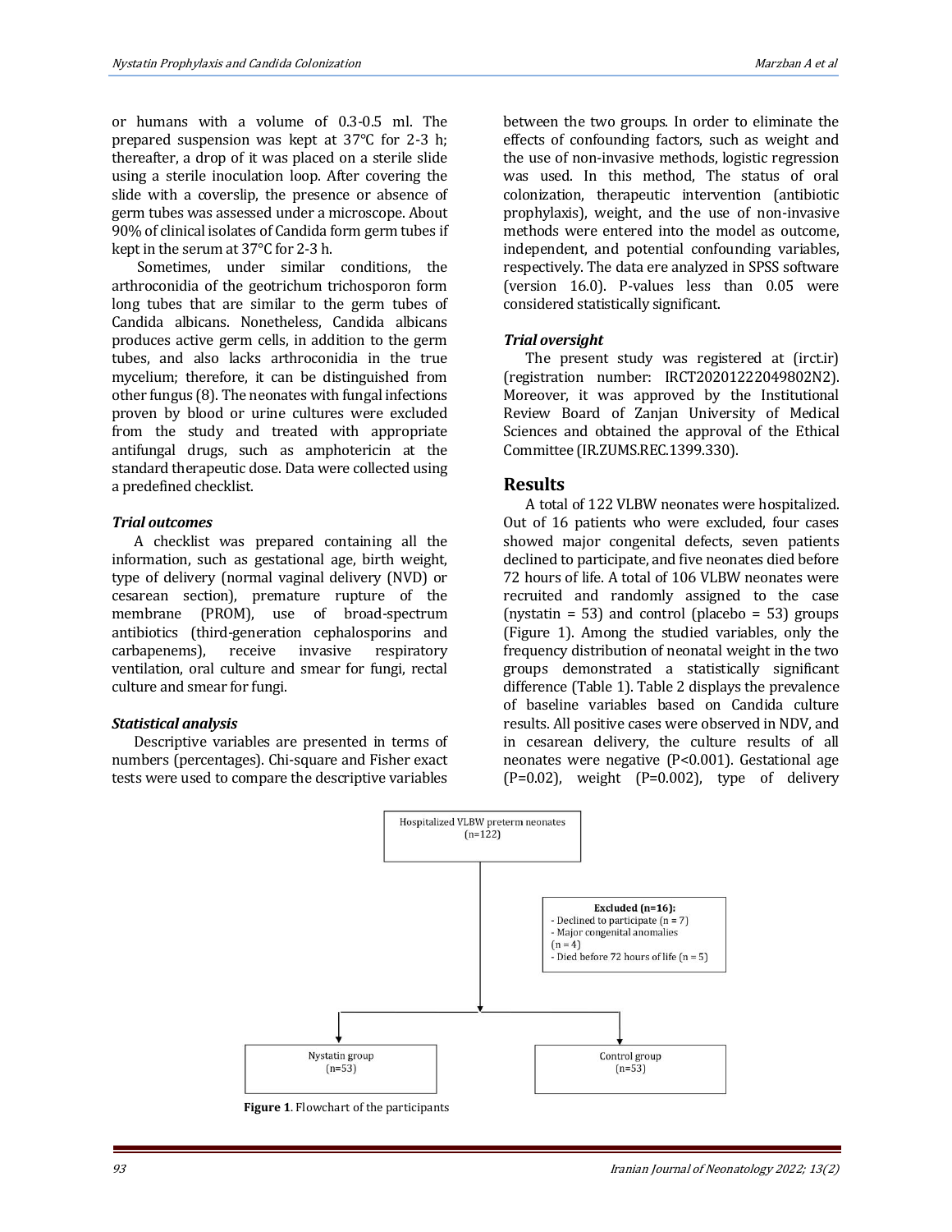or humans with a volume of 0.3-0.5 ml. The prepared suspension was kept at 37°C for 2-3 h; thereafter, a drop of it was placed on a sterile slide using a sterile inoculation loop. After covering the slide with a coverslip, the presence or absence of germ tubes was assessed under a microscope. About 90% of clinical isolates of Candida form germ tubes if kept in the serum at 37°C for 2-3 h.

Sometimes, under similar conditions, the arthroconidia of the geotrichum trichosporon form long tubes that are similar to the germ tubes of Candida albicans. Nonetheless, Candida albicans produces active germ cells, in addition to the germ tubes, and also lacks arthroconidia in the true mycelium; therefore, it can be distinguished from other fungus (8). The neonates with fungal infections proven by blood or urine cultures were excluded from the study and treated with appropriate antifungal drugs, such as amphotericin at the standard therapeutic dose. Data were collected using a predefined checklist.

### *Trial outcomes*

A checklist was prepared containing all the information, such as gestational age, birth weight, type of delivery (normal vaginal delivery (NVD) or cesarean section), premature rupture of the membrane (PROM), use of broad-spectrum antibiotics (third-generation cephalosporins and carbapenems), receive invasive respiratory ventilation, oral culture and smear for fungi, rectal culture and smear for fungi.

### *Statistical analysis*

Descriptive variables are presented in terms of numbers (percentages). Chi-square and Fisher exact tests were used to compare the descriptive variables between the two groups. In order to eliminate the effects of confounding factors, such as weight and the use of non-invasive methods, logistic regression was used. In this method, The status of oral colonization, therapeutic intervention (antibiotic prophylaxis), weight, and the use of non-invasive methods were entered into the model as outcome, independent, and potential confounding variables, respectively. The data ere analyzed in SPSS software (version 16.0). P-values less than 0.05 were considered statistically significant.

### *Trial oversight*

The present study was registered at (irct.ir) (registration number: IRCT20201222049802N2). Moreover, it was approved by the Institutional Review Board of Zanjan University of Medical Sciences and obtained the approval of the Ethical Committee (IR.ZUMS.REC.1399.330).

## Results

A total of 122 VLBW neonates were hospitalized. Out of 16 patients who were excluded, four cases showed major congenital defects, seven patients declined to participate, and five neonates died before 72 hours of life. A total of 106 VLBW neonates were recruited and randomly assigned to the case (nystatin = 53) and control (placebo = 53) groups (Figure 1). Among the studied variables, only the frequency distribution of neonatal weight in the two groups demonstrated a statistically significant difference (Table 1). Table 2 displays the prevalence of baseline variables based on Candida culture results. All positive cases were observed in NDV, and in cesarean delivery, the culture results of all neonates were negative (P<0.001). Gestational age (P=0.02), weight (P=0.002), type of delivery

Hospitalized VLBW preterm neonates (n=122)

**Excluded (n=16):**
- Declined to participate (n = 7)
- Major congenital anomalies (n = 4)
- Died before 72 hours of life (n = 5)

Nystatin group (n=53)

Control group (n=53)

**Figure 1**. Flowchart of the participants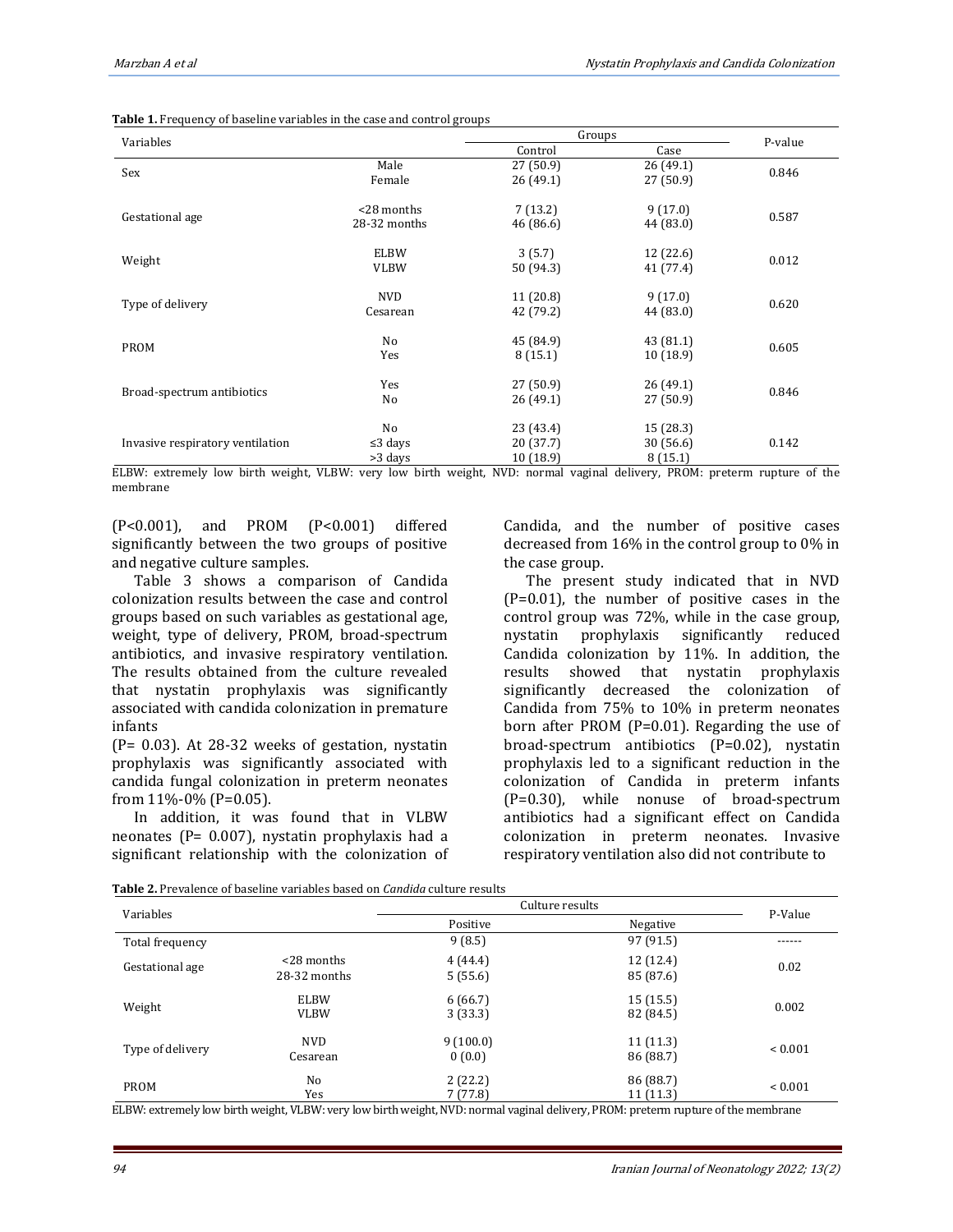**Table 1.** Frequency of baseline variables in the case and control groups

| Variables | | Groups | | P-value |
|---|---|---|---|---|
| | | Control | Case | |
| Sex | Male | 27 (50.9) | 26 (49.1) | 0.846 |
| | Female | 26 (49.1) | 27 (50.9) | |
| Gestational age | <28 months | 7 (13.2) | 9 (17.0) | 0.587 |
| | 28-32 months | 46 (86.6) | 44 (83.0) | |
| Weight | ELBW | 3 (5.7) | 12 (22.6) | 0.012 |
| | VLBW | 50 (94.3) | 41 (77.4) | |
| Type of delivery | NVD | 11 (20.8) | 9 (17.0) | 0.620 |
| | Cesarean | 42 (79.2) | 44 (83.0) | |
| PROM | No | 45 (84.9) | 43 (81.1) | 0.605 |
| | Yes | 8 (15.1) | 10 (18.9) | |
| Broad-spectrum antibiotics | Yes | 27 (50.9) | 26 (49.1) | 0.846 |
| | No | 26 (49.1) | 27 (50.9) | |
| Invasive respiratory ventilation | No | 23 (43.4) | 15 (28.3) | 0.142 |
| | ≤3 days | 20 (37.7) | 30 (56.6) | |
| | >3 days | 10 (18.9) | 8 (15.1) | |

ELBW: extremely low birth weight, VLBW: very low birth weight, NVD: normal vaginal delivery, PROM: preterm rupture of the membrane

(P<0.001), and PROM (P<0.001) differed significantly between the two groups of positive and negative culture samples.

Table 3 shows a comparison of Candida colonization results between the case and control groups based on such variables as gestational age, weight, type of delivery, PROM, broad-spectrum antibiotics, and invasive respiratory ventilation. The results obtained from the culture revealed that nystatin prophylaxis was significantly associated with candida colonization in premature infants

(P= 0.03). At 28-32 weeks of gestation, nystatin prophylaxis was significantly associated with candida fungal colonization in preterm neonates from 11%-0% (P=0.05).

In addition, it was found that in VLBW neonates (P= 0.007), nystatin prophylaxis had a significant relationship with the colonization of Candida, and the number of positive cases decreased from 16% in the control group to 0% in the case group.

The present study indicated that in NVD (P=0.01), the number of positive cases in the control group was 72%, while in the case group, nystatin prophylaxis significantly reduced Candida colonization by 11%. In addition, the results showed that nystatin prophylaxis significantly decreased the colonization of Candida from 75% to 10% in preterm neonates born after PROM (P=0.01). Regarding the use of broad-spectrum antibiotics (P=0.02), nystatin prophylaxis led to a significant reduction in the colonization of Candida in preterm infants (P=0.30), while nonuse of broad-spectrum antibiotics had a significant effect on Candida colonization in preterm neonates. Invasive respiratory ventilation also did not contribute to

**Table 2.** Prevalence of baseline variables based on *Candida* culture results

| Variables | | Culture results | | P-Value |
|---|---|---|---|---|
| | | Positive | Negative | |
| Total frequency | | 9 (8.5) | 97 (91.5) | ------ |
| Gestational age | <28 months | 4 (44.4) | 12 (12.4) | 0.02 |
| | 28-32 months | 5 (55.6) | 85 (87.6) | |
| Weight | ELBW | 6 (66.7) | 15 (15.5) | 0.002 |
| | VLBW | 3 (33.3) | 82 (84.5) | |
| Type of delivery | NVD | 9 (100.0) | 11 (11.3) | < 0.001 |
| | Cesarean | 0 (0.0) | 86 (88.7) | |
| PROM | No | 2 (22.2) | 86 (88.7) | < 0.001 |
| | Yes | 7 (77.8) | 11 (11.3) | |

ELBW: extremely low birth weight, VLBW: very low birth weight, NVD: normal vaginal delivery, PROM: preterm rupture of the membrane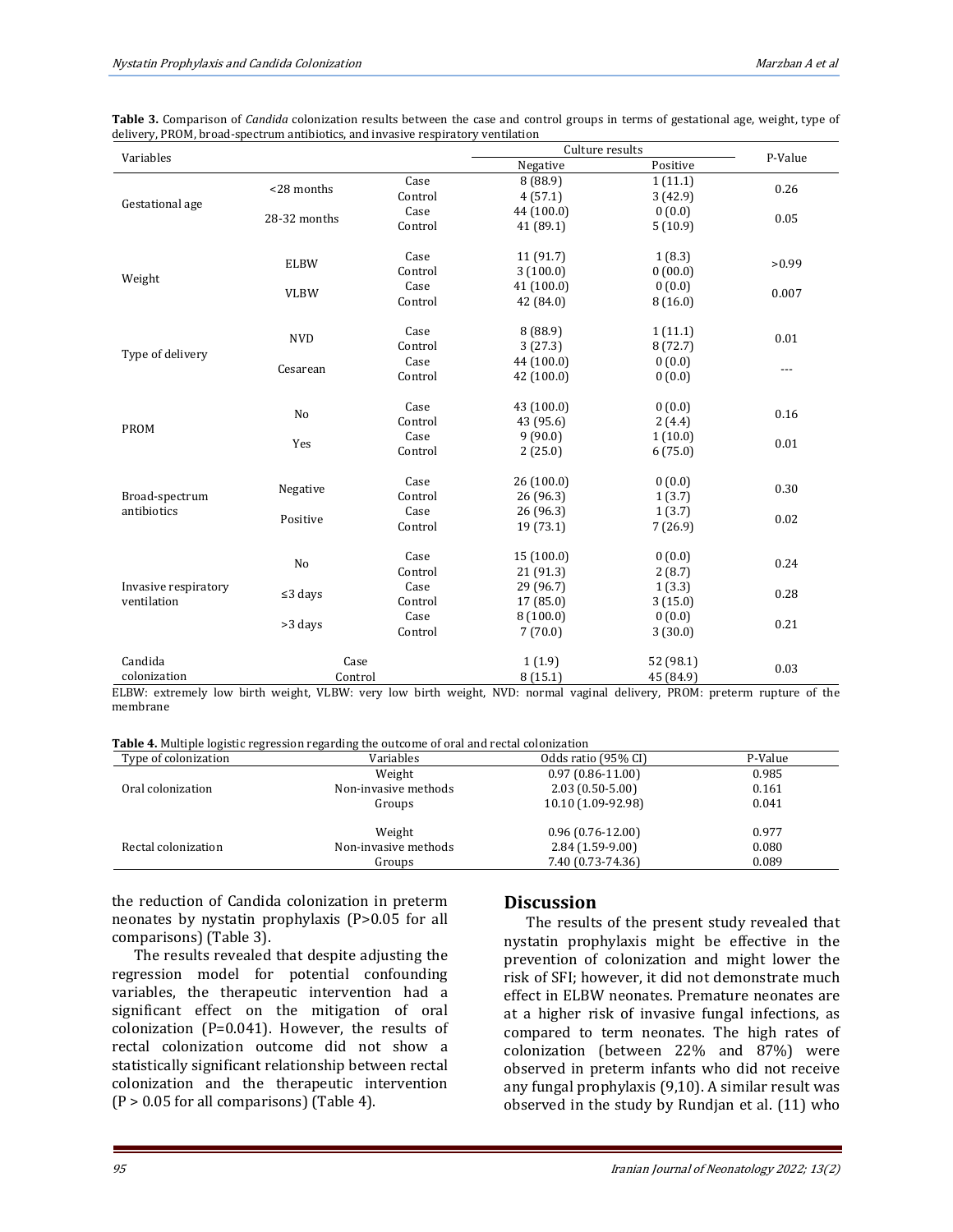**Table 3.** Comparison of *Candida* colonization results between the case and control groups in terms of gestational age, weight, type of delivery, PROM, broad-spectrum antibiotics, and invasive respiratory ventilation

| Variables | | | Culture results | | P-Value |
|---|---|---|---|---|---|
| | | | Negative | Positive | |
| Gestational age | <28 months | Case | 8 (88.9) | 1 (11.1) | 0.26 |
| | | Control | 4 (57.1) | 3 (42.9) | |
| | 28-32 months | Case | 44 (100.0) | 0 (0.0) | 0.05 |
| | | Control | 41 (89.1) | 5 (10.9) | |
| Weight | ELBW | Case | 11 (91.7) | 1 (8.3) | >0.99 |
| | | Control | 3 (100.0) | 0 (00.0) | |
| | VLBW | Case | 41 (100.0) | 0 (0.0) | 0.007 |
| | | Control | 42 (84.0) | 8 (16.0) | |
| Type of delivery | NVD | Case | 8 (88.9) | 1 (11.1) | 0.01 |
| | | Control | 3 (27.3) | 8 (72.7) | |
| | Cesarean | Case | 44 (100.0) | 0 (0.0) | --- |
| | | Control | 42 (100.0) | 0 (0.0) | |
| PROM | No | Case | 43 (100.0) | 0 (0.0) | 0.16 |
| | | Control | 43 (95.6) | 2 (4.4) | |
| | Yes | Case | 9 (90.0) | 1 (10.0) | 0.01 |
| | | Control | 2 (25.0) | 6 (75.0) | |
| Broad-spectrum antibiotics | Negative | Case | 26 (100.0) | 0 (0.0) | 0.30 |
| | | Control | 26 (96.3) | 1 (3.7) | |
| | Positive | Case | 26 (96.3) | 1 (3.7) | 0.02 |
| | | Control | 19 (73.1) | 7 (26.9) | |
| Invasive respiratory ventilation | No | Case | 15 (100.0) | 0 (0.0) | 0.24 |
| | | Control | 21 (91.3) | 2 (8.7) | |
| | ≤3 days | Case | 29 (96.7) | 1 (3.3) | 0.28 |
| | | Control | 17 (85.0) | 3 (15.0) | |
| | >3 days | Case | 8 (100.0) | 0 (0.0) | 0.21 |
| | | Control | 7 (70.0) | 3 (30.0) | |
| Candida colonization | Case | | 1 (1.9) | 52 (98.1) | 0.03 |
| | Control | | 8 (15.1) | 45 (84.9) | |

ELBW: extremely low birth weight, VLBW: very low birth weight, NVD: normal vaginal delivery, PROM: preterm rupture of the membrane

**Table 4.** Multiple logistic regression regarding the outcome of oral and rectal colonization

| Type of colonization | Variables | Odds ratio (95% CI) | P-Value |
|---|---|---|---|
| Oral colonization | Weight | 0.97 (0.86-11.00) | 0.985 |
| | Non-invasive methods | 2.03 (0.50-5.00) | 0.161 |
| | Groups | 10.10 (1.09-92.98) | 0.041 |
| Rectal colonization | Weight | 0.96 (0.76-12.00) | 0.977 |
| | Non-invasive methods | 2.84 (1.59-9.00) | 0.080 |
| | Groups | 7.40 (0.73-74.36) | 0.089 |

the reduction of Candida colonization in preterm neonates by nystatin prophylaxis (P>0.05 for all comparisons) (Table 3).

The results revealed that despite adjusting the regression model for potential confounding variables, the therapeutic intervention had a significant effect on the mitigation of oral colonization (P=0.041). However, the results of rectal colonization outcome did not show a statistically significant relationship between rectal colonization and the therapeutic intervention (P > 0.05 for all comparisons) (Table 4).

## Discussion

The results of the present study revealed that nystatin prophylaxis might be effective in the prevention of colonization and might lower the risk of SFI; however, it did not demonstrate much effect in ELBW neonates. Premature neonates are at a higher risk of invasive fungal infections, as compared to term neonates. The high rates of colonization (between 22% and 87%) were observed in preterm infants who did not receive any fungal prophylaxis (9,10). A similar result was observed in the study by Rundjan et al. (11) who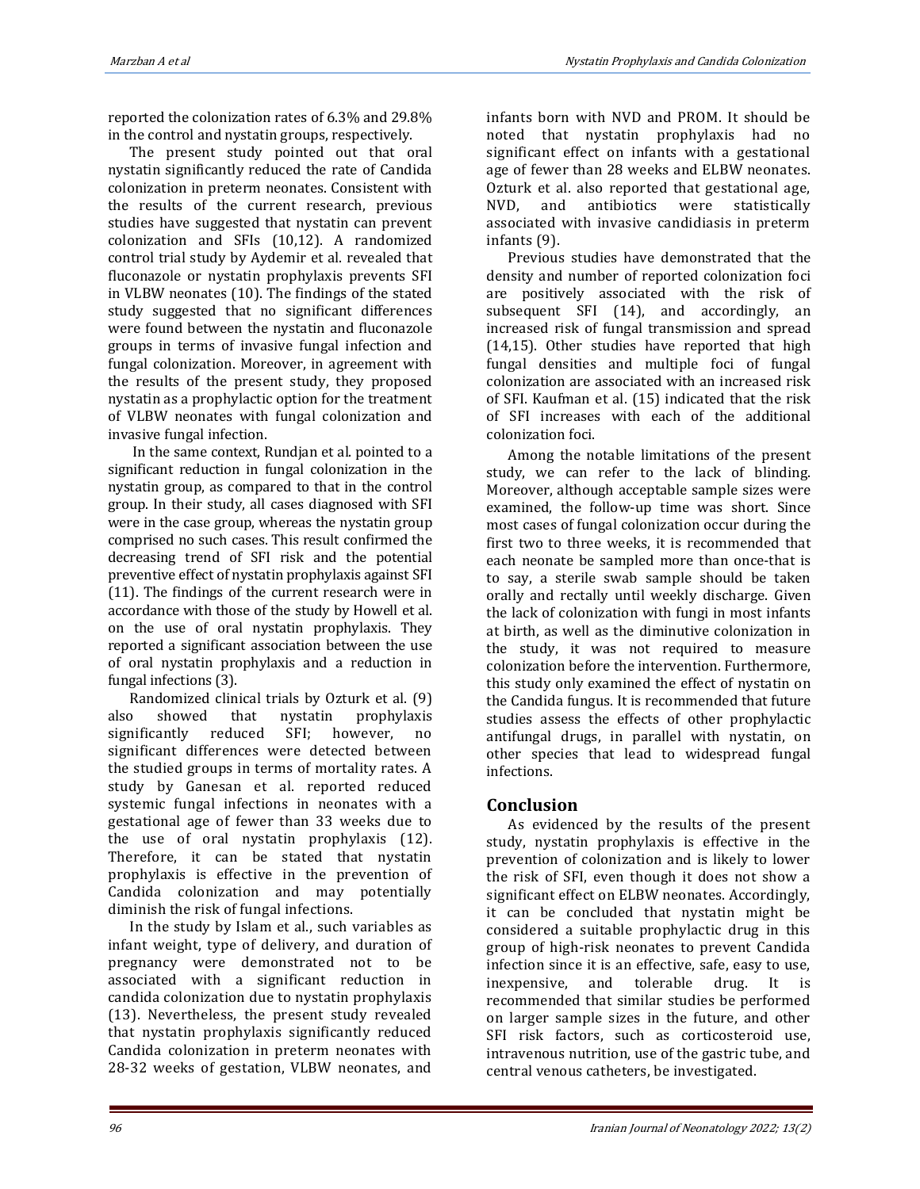reported the colonization rates of 6.3% and 29.8% in the control and nystatin groups, respectively.

The present study pointed out that oral nystatin significantly reduced the rate of Candida colonization in preterm neonates. Consistent with the results of the current research, previous studies have suggested that nystatin can prevent colonization and SFIs (10,12). A randomized control trial study by Aydemir et al. revealed that fluconazole or nystatin prophylaxis prevents SFI in VLBW neonates (10). The findings of the stated study suggested that no significant differences were found between the nystatin and fluconazole groups in terms of invasive fungal infection and fungal colonization. Moreover, in agreement with the results of the present study, they proposed nystatin as a prophylactic option for the treatment of VLBW neonates with fungal colonization and invasive fungal infection.

In the same context, Rundjan et al. pointed to a significant reduction in fungal colonization in the nystatin group, as compared to that in the control group. In their study, all cases diagnosed with SFI were in the case group, whereas the nystatin group comprised no such cases. This result confirmed the decreasing trend of SFI risk and the potential preventive effect of nystatin prophylaxis against SFI (11). The findings of the current research were in accordance with those of the study by Howell et al. on the use of oral nystatin prophylaxis. They reported a significant association between the use of oral nystatin prophylaxis and a reduction in fungal infections (3).

Randomized clinical trials by Ozturk et al. (9) also showed that nystatin prophylaxis significantly reduced SFI; however, no significant differences were detected between the studied groups in terms of mortality rates. A study by Ganesan et al. reported reduced systemic fungal infections in neonates with a gestational age of fewer than 33 weeks due to the use of oral nystatin prophylaxis (12). Therefore, it can be stated that nystatin prophylaxis is effective in the prevention of Candida colonization and may potentially diminish the risk of fungal infections.

In the study by Islam et al., such variables as infant weight, type of delivery, and duration of pregnancy were demonstrated not to be associated with a significant reduction in candida colonization due to nystatin prophylaxis (13). Nevertheless, the present study revealed that nystatin prophylaxis significantly reduced Candida colonization in preterm neonates with 28-32 weeks of gestation, VLBW neonates, and infants born with NVD and PROM. It should be noted that nystatin prophylaxis had no significant effect on infants with a gestational age of fewer than 28 weeks and ELBW neonates. Ozturk et al. also reported that gestational age, NVD, and antibiotics were statistically associated with invasive candidiasis in preterm infants (9).

Previous studies have demonstrated that the density and number of reported colonization foci are positively associated with the risk of subsequent SFI (14), and accordingly, an increased risk of fungal transmission and spread (14,15). Other studies have reported that high fungal densities and multiple foci of fungal colonization are associated with an increased risk of SFI. Kaufman et al. (15) indicated that the risk of SFI increases with each of the additional colonization foci.

Among the notable limitations of the present study, we can refer to the lack of blinding. Moreover, although acceptable sample sizes were examined, the follow-up time was short. Since most cases of fungal colonization occur during the first two to three weeks, it is recommended that each neonate be sampled more than once-that is to say, a sterile swab sample should be taken orally and rectally until weekly discharge. Given the lack of colonization with fungi in most infants at birth, as well as the diminutive colonization in the study, it was not required to measure colonization before the intervention. Furthermore, this study only examined the effect of nystatin on the Candida fungus. It is recommended that future studies assess the effects of other prophylactic antifungal drugs, in parallel with nystatin, on other species that lead to widespread fungal infections.

## Conclusion

As evidenced by the results of the present study, nystatin prophylaxis is effective in the prevention of colonization and is likely to lower the risk of SFI, even though it does not show a significant effect on ELBW neonates. Accordingly, it can be concluded that nystatin might be considered a suitable prophylactic drug in this group of high-risk neonates to prevent Candida infection since it is an effective, safe, easy to use, inexpensive, and tolerable drug. It is recommended that similar studies be performed on larger sample sizes in the future, and other SFI risk factors, such as corticosteroid use, intravenous nutrition, use of the gastric tube, and central venous catheters, be investigated.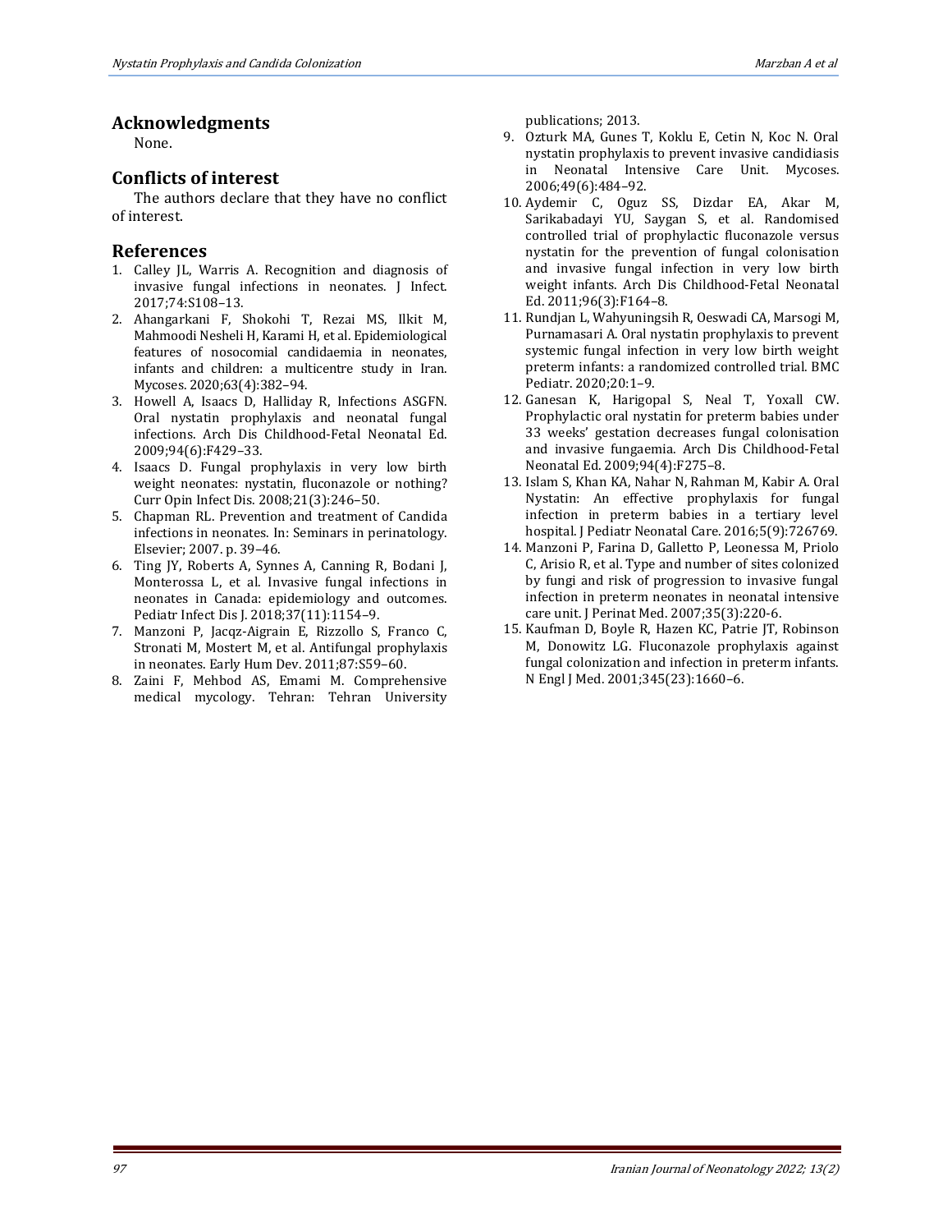## Acknowledgments

None.

## Conflicts of interest

The authors declare that they have no conflict of interest.

## References

1. Calley JL, Warris A. Recognition and diagnosis of invasive fungal infections in neonates. J Infect. 2017;74:S108–13.
2. Ahangarkani F, Shokohi T, Rezai MS, Ilkit M, Mahmoodi Nesheli H, Karami H, et al. Epidemiological features of nosocomial candidaemia in neonates, infants and children: a multicentre study in Iran. Mycoses. 2020;63(4):382–94.
3. Howell A, Isaacs D, Halliday R, Infections ASGFN. Oral nystatin prophylaxis and neonatal fungal infections. Arch Dis Childhood-Fetal Neonatal Ed. 2009;94(6):F429–33.
4. Isaacs D. Fungal prophylaxis in very low birth weight neonates: nystatin, fluconazole or nothing? Curr Opin Infect Dis. 2008;21(3):246–50.
5. Chapman RL. Prevention and treatment of Candida infections in neonates. In: Seminars in perinatology. Elsevier; 2007. p. 39–46.
6. Ting JY, Roberts A, Synnes A, Canning R, Bodani J, Monterossa L, et al. Invasive fungal infections in neonates in Canada: epidemiology and outcomes. Pediatr Infect Dis J. 2018;37(11):1154–9.
7. Manzoni P, Jacqz-Aigrain E, Rizzollo S, Franco C, Stronati M, Mostert M, et al. Antifungal prophylaxis in neonates. Early Hum Dev. 2011;87:S59–60.
8. Zaini F, Mehbod AS, Emami M. Comprehensive medical mycology. Tehran: Tehran University publications; 2013.
9. Ozturk MA, Gunes T, Koklu E, Cetin N, Koc N. Oral nystatin prophylaxis to prevent invasive candidiasis in Neonatal Intensive Care Unit. Mycoses. 2006;49(6):484–92.
10. Aydemir C, Oguz SS, Dizdar EA, Akar M, Sarikabadayi YU, Saygan S, et al. Randomised controlled trial of prophylactic fluconazole versus nystatin for the prevention of fungal colonisation and invasive fungal infection in very low birth weight infants. Arch Dis Childhood-Fetal Neonatal Ed. 2011;96(3):F164–8.
11. Rundjan L, Wahyuningsih R, Oeswadi CA, Marsogi M, Purnamasari A. Oral nystatin prophylaxis to prevent systemic fungal infection in very low birth weight preterm infants: a randomized controlled trial. BMC Pediatr. 2020;20:1–9.
12. Ganesan K, Harigopal S, Neal T, Yoxall CW. Prophylactic oral nystatin for preterm babies under 33 weeks' gestation decreases fungal colonisation and invasive fungaemia. Arch Dis Childhood-Fetal Neonatal Ed. 2009;94(4):F275–8.
13. Islam S, Khan KA, Nahar N, Rahman M, Kabir A. Oral Nystatin: An effective prophylaxis for fungal infection in preterm babies in a tertiary level hospital. J Pediatr Neonatal Care. 2016;5(9):726769.
14. Manzoni P, Farina D, Galletto P, Leonessa M, Priolo C, Arisio R, et al. Type and number of sites colonized by fungi and risk of progression to invasive fungal infection in preterm neonates in neonatal intensive care unit. J Perinat Med. 2007;35(3):220-6.
15. Kaufman D, Boyle R, Hazen KC, Patrie JT, Robinson M, Donowitz LG. Fluconazole prophylaxis against fungal colonization and infection in preterm infants. N Engl J Med. 2001;345(23):1660–6.